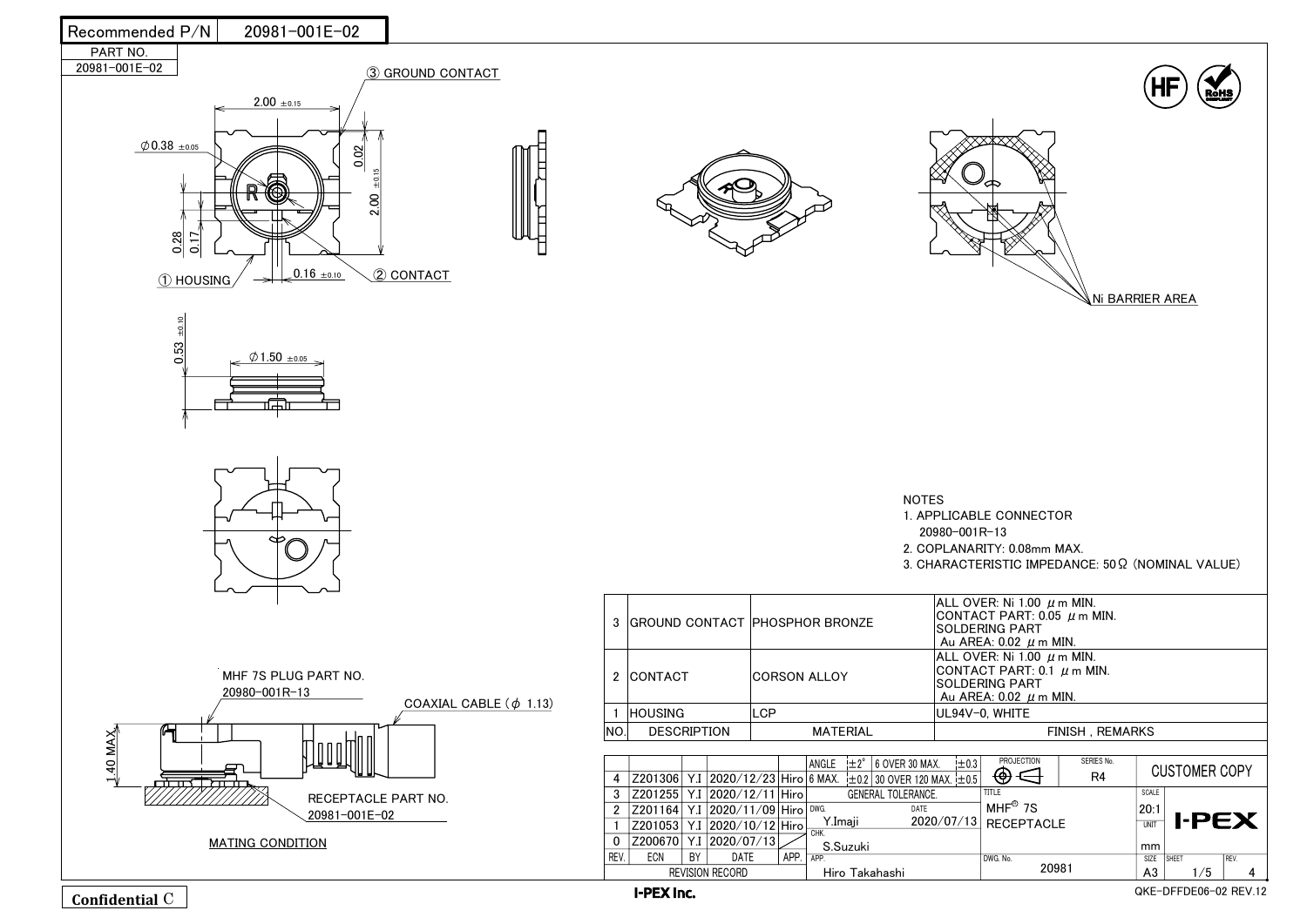| Recommended P/N | 20981-001E-02 |
| --- | --- |

| PART NO. |
| --- |
| 20981-001E-02 |

③ GROUND CONTACT

2.00 ±0.15

Φ0.38 ±0.05

0.02

2.00 ±0.15

0.28

0.17

① HOUSING

0.16 ±0.10

② CONTACT

0.53 ±0.10

Φ1.50 ±0.05

Ni BARRIER AREA

MHF 7S PLUG PART NO.
20980-001R-13

COAXIAL CABLE (Φ 1.13)

1.40 MAX.

RECEPTACLE PART NO.
20981-001E-02

MATING CONDITION

NOTES

1. APPLICABLE CONNECTOR
   20980-001R-13
2. COPLANARITY: 0.08mm MAX.
3. CHARACTERISTIC IMPEDANCE: 50Ω (NOMINAL VALUE)

| NO. | DESCRIPTION | MATERIAL | FINISH , REMARKS |
| --- | --- | --- | --- |
| 3 | GROUND CONTACT | PHOSPHOR BRONZE | ALL OVER: Ni 1.00 μm MIN.<br>CONTACT PART: 0.05 μm MIN.<br>SOLDERING PART<br>Au AREA: 0.02 μm MIN. |
| 2 | CONTACT | CORSON ALLOY | ALL OVER: Ni 1.00 μm MIN.<br>CONTACT PART: 0.1 μm MIN.<br>SOLDERING PART<br>Au AREA: 0.02 μm MIN. |
| 1 | HOUSING | LCP | UL94V-0, WHITE |

| REV. | ECN | BY | DATE | APP. |
| --- | --- | --- | --- | --- |
| 4 | Z201306 | Y.I | 2020/12/23 | Hiro |
| 3 | Z201255 | Y.I | 2020/12/11 | Hiro |
| 2 | Z201164 | Y.I | 2020/11/09 | Hiro |
| 1 | Z201053 | Y.I | 2020/10/12 | Hiro |
| 0 | Z200670 | Y.I | 2020/07/13 | |

REVISION RECORD

GENERAL TOLERANCE: ANGLE ±2°; 6 MAX. ±0.2; 6 OVER 30 MAX. ±0.3; 30 OVER 120 MAX. ±0.5

DWG. Y.Imaji DATE 2020/07/13
CHK. S.Suzuki
APP. Hiro Takahashi

PROJECTION | SERIES No. R4

TITLE: MHF® 7S RECEPTACLE

DWG. No. 20981

SCALE 20:1 | UNIT mm | SIZE A3 | SHEET 1/5 | REV. 4

CUSTOMER COPY

I-PEX

I-PEX Inc.

Confidential C

QKE-DFFDE06-02 REV.12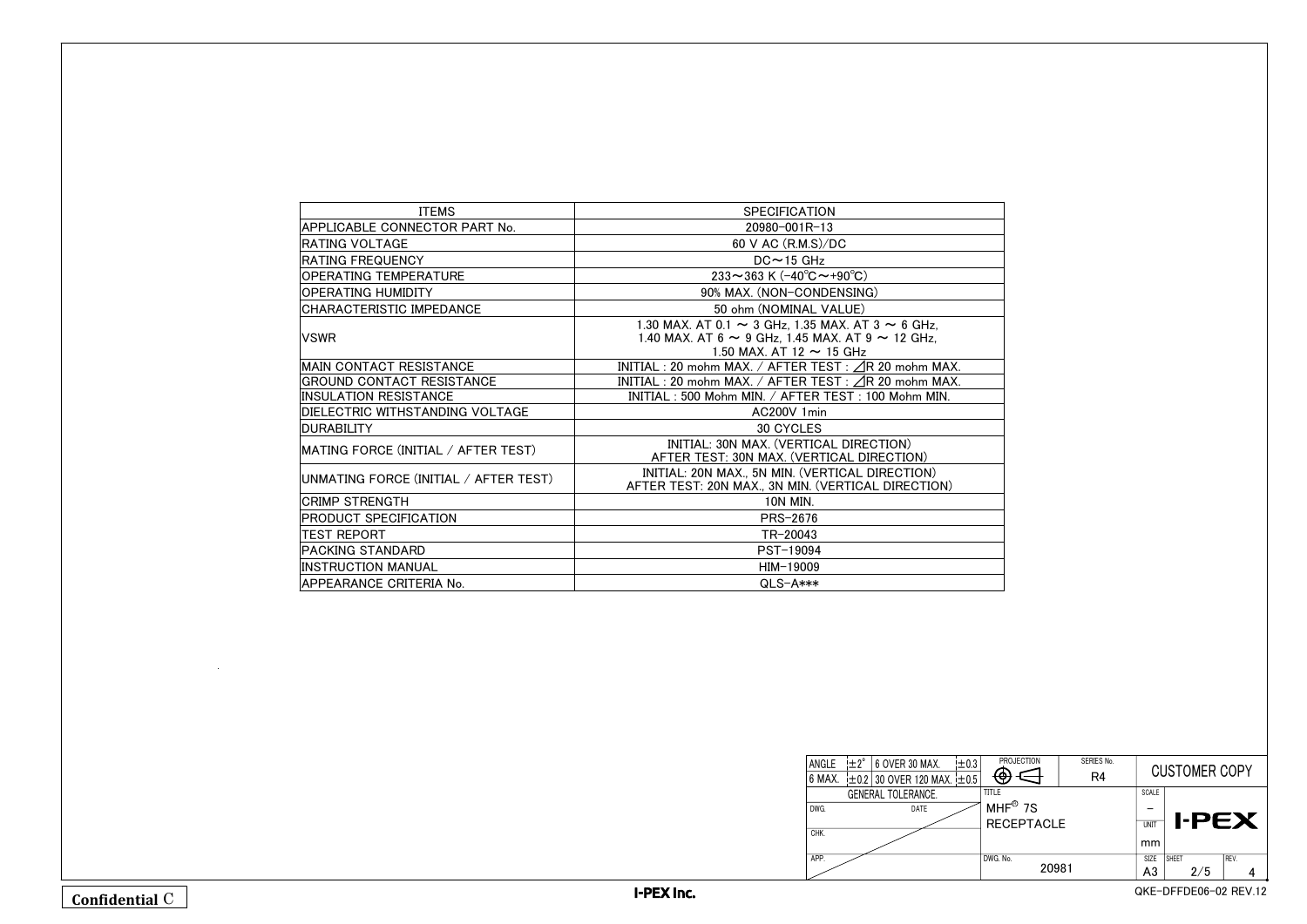| ITEMS | SPECIFICATION |
|---|---|
| APPLICABLE CONNECTOR PART No. | 20980-001R-13 |
| RATING VOLTAGE | 60 V AC (R.M.S)/DC |
| RATING FREQUENCY | DC～15 GHz |
| OPERATING TEMPERATURE | 233～363 K (-40℃～+90℃) |
| OPERATING HUMIDITY | 90% MAX. (NON-CONDENSING) |
| CHARACTERISTIC IMPEDANCE | 50 ohm (NOMINAL VALUE) |
| VSWR | 1.30 MAX. AT 0.1 ～ 3 GHz, 1.35 MAX. AT 3 ～ 6 GHz, 1.40 MAX. AT 6 ～ 9 GHz, 1.45 MAX. AT 9 ～ 12 GHz, 1.50 MAX. AT 12 ～ 15 GHz |
| MAIN CONTACT RESISTANCE | INITIAL : 20 mohm MAX. / AFTER TEST : ⊿R 20 mohm MAX. |
| GROUND CONTACT RESISTANCE | INITIAL : 20 mohm MAX. / AFTER TEST : ⊿R 20 mohm MAX. |
| INSULATION RESISTANCE | INITIAL : 500 Mohm MIN. / AFTER TEST : 100 Mohm MIN. |
| DIELECTRIC WITHSTANDING VOLTAGE | AC200V 1min |
| DURABILITY | 30 CYCLES |
| MATING FORCE (INITIAL / AFTER TEST) | INITIAL: 30N MAX. (VERTICAL DIRECTION) AFTER TEST: 30N MAX. (VERTICAL DIRECTION) |
| UNMATING FORCE (INITIAL / AFTER TEST) | INITIAL: 20N MAX., 5N MIN. (VERTICAL DIRECTION) AFTER TEST: 20N MAX., 3N MIN. (VERTICAL DIRECTION) |
| CRIMP STRENGTH | 10N MIN. |
| PRODUCT SPECIFICATION | PRS-2676 |
| TEST REPORT | TR-20043 |
| PACKING STANDARD | PST-19094 |
| INSTRUCTION MANUAL | HIM-19009 |
| APPEARANCE CRITERIA No. | QLS-A*** |

| ANGLE | ±2° | 6 OVER 30 MAX. | ±0.3 | PROJECTION | SERIES No. | CUSTOMER COPY |
|---|---|---|---|---|---|---|
| 6 MAX. | ±0.2 | 30 OVER 120 MAX. | ±0.5 | | R4 | |
| GENERAL TOLERANCE. | | | | TITLE: MHF® 7S RECEPTACLE | SCALE: – | I-PEX |
| DWG. | DATE | | | | UNIT: mm | |
| CHK. | | | | | | |
| APP. | | | | DWG. No. 20981 | SIZE: A3 | SHEET: 2/5 REV. 4 |

Confidential C

I-PEX Inc.

QKE-DFFDE06-02 REV.12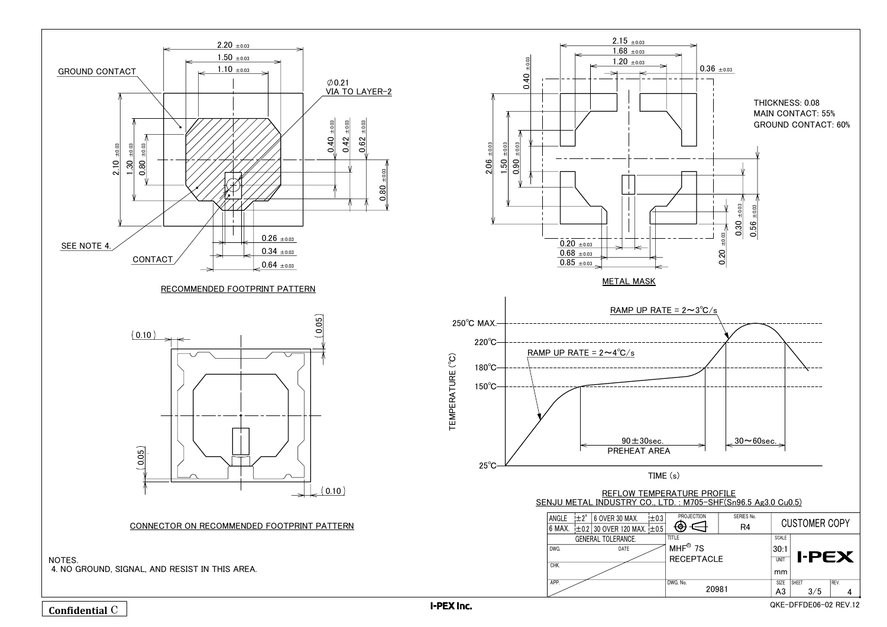GROUND CONTACT

∅0.21
VIA TO LAYER-2

2.20 ±0.03
1.50 ±0.03
1.10 ±0.03

2.10 ±0.03
1.30 ±0.03
0.80 ±0.03

0.40 ±0.03
0.42 ±0.03
0.62 ±0.03
0.80 ±0.03

0.26 ±0.03
0.34 ±0.03
0.64 ±0.03

SEE NOTE 4.

CONTACT

RECOMMENDED FOOTPRINT PATTERN

2.15 ±0.03
1.68 ±0.03
1.20 ±0.03
0.36 ±0.03
0.40 ±0.03

THICKNESS: 0.08
MAIN CONTACT: 55%
GROUND CONTACT: 60%

2.06 ±0.03
1.50 ±0.03
0.90 ±0.03

0.30 ±0.03
0.56 ±0.03
0.20 ±0.03

0.20 ±0.03
0.68 ±0.03
0.85 ±0.03

METAL MASK

(0.10)
(0.05)
(0.05)
(0.10)

CONNECTOR ON RECOMMENDED FOOTPRINT PATTERN

RAMP UP RATE = 2～3℃/s
RAMP UP RATE = 2～4℃/s

250℃ MAX.
220℃
180℃
150℃
25℃

TEMPERATURE (℃)

90±30sec.
PREHEAT AREA
30～60sec.

TIME (s)

REFLOW TEMPERATURE PROFILE
SENJU METAL INDUSTRY CO., LTD. : M705-SHF(Sn96.5 Ag3.0 Cu0.5)

NOTES.
4. NO GROUND, SIGNAL, AND RESIST IN THIS AREA.

| ANGLE | ±2° | 6 OVER 30 MAX. | ±0.3 | PROJECTION | SERIES No. R4 | CUSTOMER COPY |
|---|---|---|---|---|---|---|
| 6 MAX. | ±0.2 | 30 OVER 120 MAX. | ±0.5 | | | |
| GENERAL TOLERANCE. | | | | TITLE: MHF® 7S RECEPTACLE | SCALE 30:1 | I-PEX |
| DWG. | | DATE | | | UNIT mm | |
| CHK. | | | | | | |
| APP. | | | | DWG. No. 20981 | SIZE A3 | SHEET 3/5, REV. 4 |

Confidential C

I-PEX Inc.

QKE-DFFDE06-02 REV.12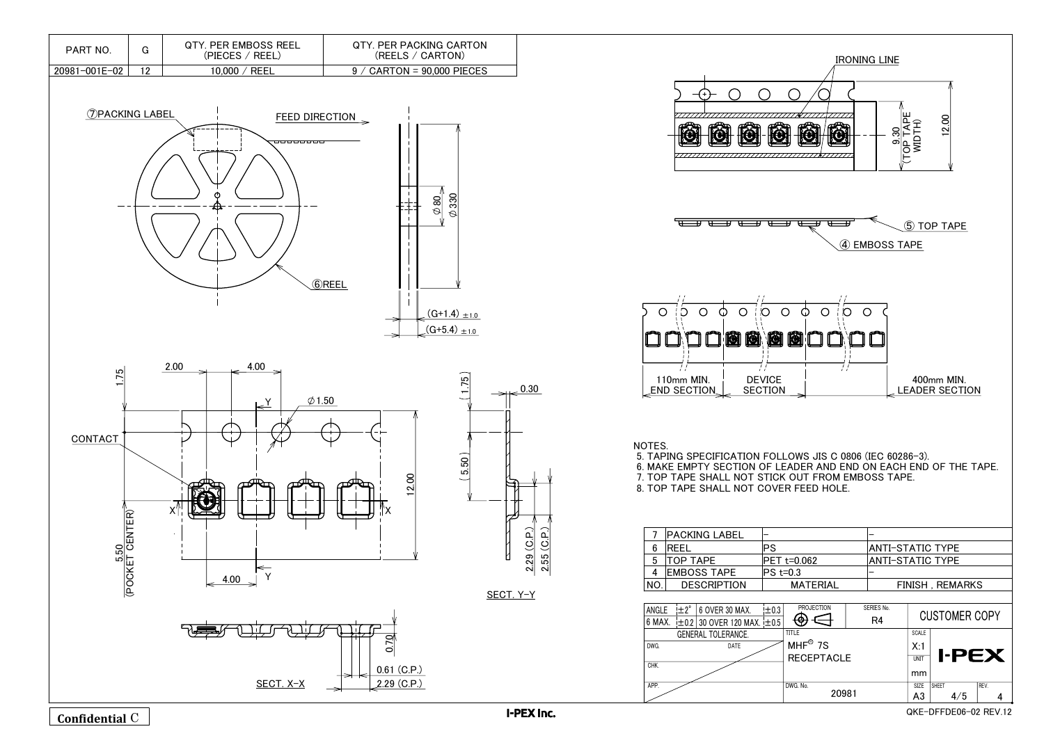| PART NO. | G | QTY. PER EMBOSS REEL (PIECES / REEL) | QTY. PER PACKING CARTON (REELS / CARTON) |
|---|---|---|---|
| 20981-001E-02 | 12 | 10,000 / REEL | 9 / CARTON = 90,000 PIECES |

⑦PACKING LABEL

FEED DIRECTION

⑥REEL

Ø 80
Ø 330

(G+1.4) ±1.0
(G+5.4) ±1.0

IRONING LINE

9.30 (TOP TAPE WIDTH)
12.00

⑤ TOP TAPE
④ EMBOSS TAPE

110mm MIN. END SECTION
DEVICE SECTION
400mm MIN. LEADER SECTION

1.75
2.00
4.00
Ø1.50
CONTACT
12.00
5.50 (POCKET CENTER)
4.00

(1.75)
0.30
(5.50)
2.29 (C.P.)
2.55 (C.P.)

SECT. Y-Y

0.70
0.61 (C.P.)
2.29 (C.P.)

SECT. X-X

NOTES.
5. TAPING SPECIFICATION FOLLOWS JIS C 0806 (IEC 60286-3).
6. MAKE EMPTY SECTION OF LEADER AND END ON EACH END OF THE TAPE.
7. TOP TAPE SHALL NOT STICK OUT FROM EMBOSS TAPE.
8. TOP TAPE SHALL NOT COVER FEED HOLE.

| NO. | DESCRIPTION | MATERIAL | FINISH , REMARKS |
|---|---|---|---|
| 7 | PACKING LABEL | – | – |
| 6 | REEL | PS | ANTI-STATIC TYPE |
| 5 | TOP TAPE | PET t=0.062 | ANTI-STATIC TYPE |
| 4 | EMBOSS TAPE | PS t=0.3 | – |

| GENERAL TOLERANCE | | | |
|---|---|---|---|
| ANGLE ±2° | 6 OVER 30 MAX. ±0.3 | | |
| 6 MAX. ±0.2 | 30 OVER 120 MAX. ±0.5 | | |

PROJECTION
SERIES No. R4
CUSTOMER COPY

TITLE: MHF® 7S RECEPTACLE

SCALE: X:1
UNIT: mm
DWG. No. 20981
SIZE: A3
SHEET: 4/5
REV. 4

I-PEX

Confidential C

I-PEX Inc.

QKE-DFFDE06-02 REV.12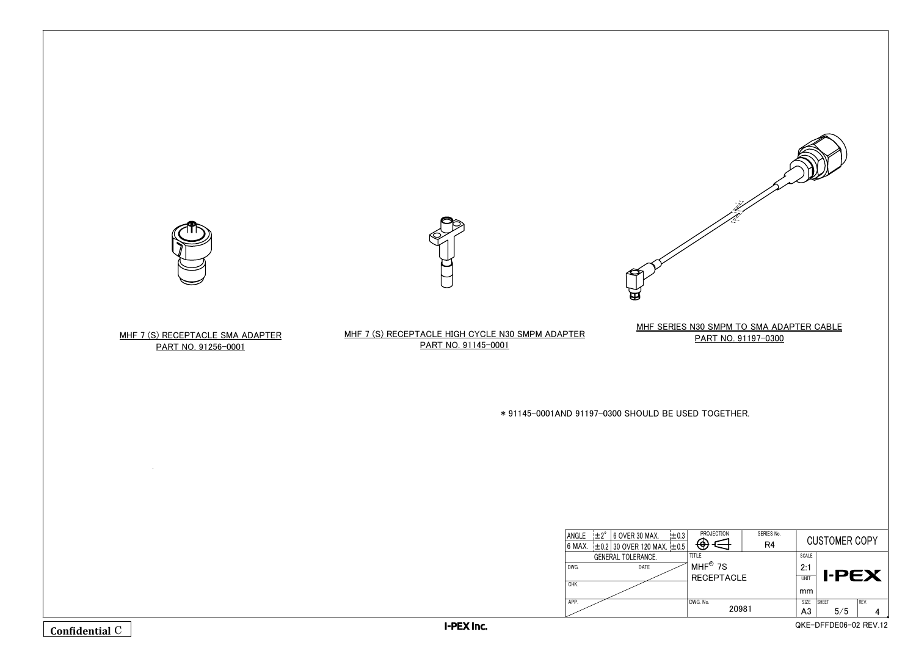MHF 7 (S) RECEPTACLE SMA ADAPTER
PART NO. 91256-0001

MHF 7 (S) RECEPTACLE HIGH CYCLE N30 SMPM ADAPTER
PART NO. 91145-0001

MHF SERIES N30 SMPM TO SMA ADAPTER CABLE
PART NO. 91197-0300

* 91145-0001AND 91197-0300 SHOULD BE USED TOGETHER.

| | | | | | | | |
|---|---|---|---|---|---|---|---|
| ANGLE | ±2° | 6 OVER 30 MAX. | ±0.3 | PROJECTION | SERIES No. R4 | CUSTOMER COPY | |
| 6 MAX. | ±0.2 | 30 OVER 120 MAX. | ±0.5 | | | | |
| GENERAL TOLERANCE. | | | | TITLE MHF® 7S RECEPTACLE | | SCALE 2:1 | I-PEX |
| DWG. | | DATE | | | | UNIT mm | |
| CHK. | | | | | | | |
| APP. | | | | DWG. No. 20981 | | SIZE A3 | SHEET 5/5 REV. 4 |

Confidential C

I-PEX Inc.

QKE-DFFDE06-02 REV.12